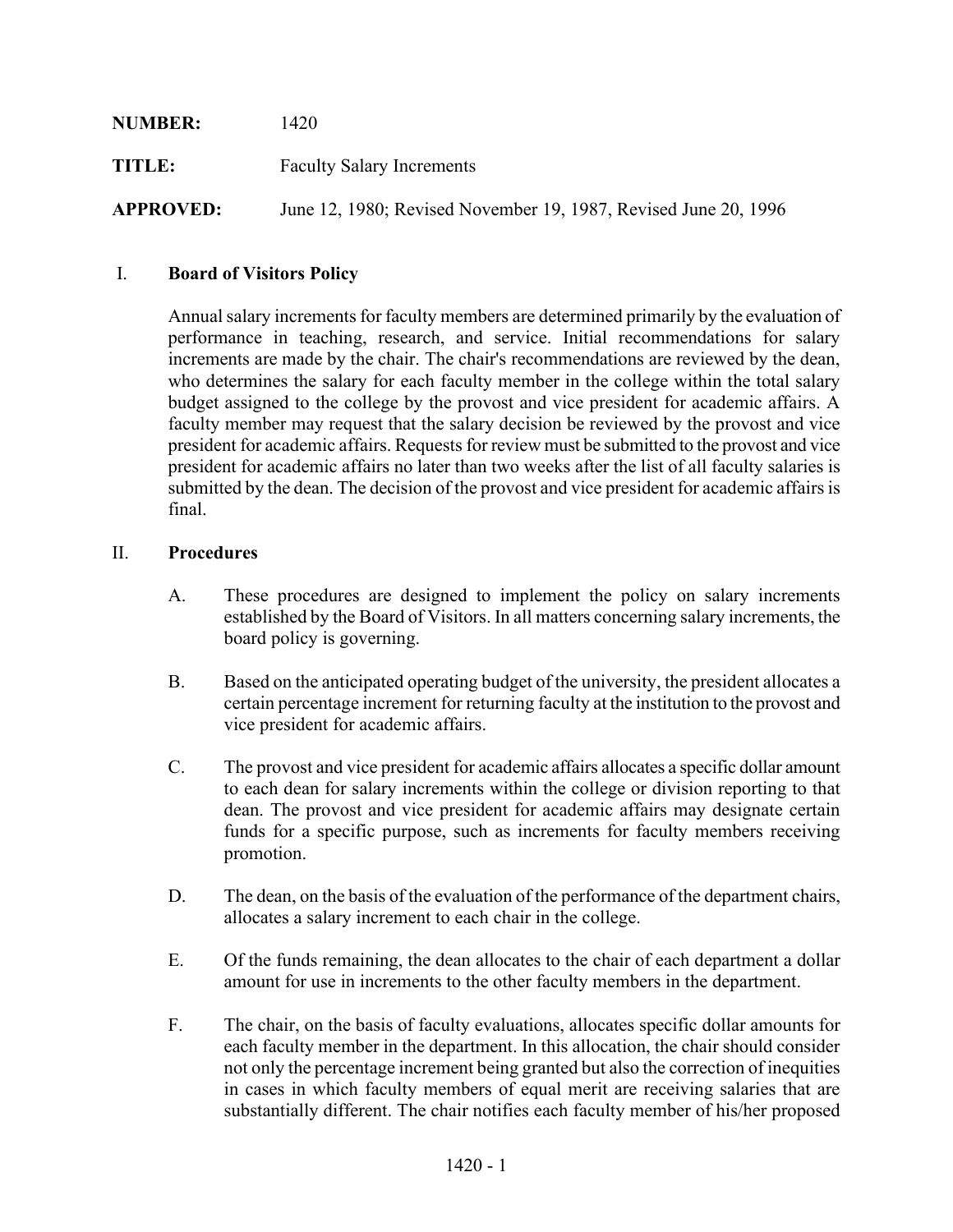**NUMBER:** 1420

**TITLE:** Faculty Salary Increments

**APPROVED:** June 12, 1980; Revised November 19, 1987, Revised June 20, 1996

## I. Board of Visitors Policy

Annual salary increments for faculty members are determined primarily by the evaluation of performance in teaching, research, and service. Initial recommendations for salary increments are made by the chair. The chair's recommendations are reviewed by the dean, who determines the salary for each faculty member in the college within the total salary budget assigned to the college by the provost and vice president for academic affairs. A faculty member may request that the salary decision be reviewed by the provost and vice president for academic affairs. Requests for review must be submitted to the provost and vice president for academic affairs no later than two weeks after the list of all faculty salaries is submitted by the dean. The decision of the provost and vice president for academic affairs is final.

## II. Procedures

A. These procedures are designed to implement the policy on salary increments established by the Board of Visitors. In all matters concerning salary increments, the board policy is governing.

B. Based on the anticipated operating budget of the university, the president allocates a certain percentage increment for returning faculty at the institution to the provost and vice president for academic affairs.

C. The provost and vice president for academic affairs allocates a specific dollar amount to each dean for salary increments within the college or division reporting to that dean. The provost and vice president for academic affairs may designate certain funds for a specific purpose, such as increments for faculty members receiving promotion.

D. The dean, on the basis of the evaluation of the performance of the department chairs, allocates a salary increment to each chair in the college.

E. Of the funds remaining, the dean allocates to the chair of each department a dollar amount for use in increments to the other faculty members in the department.

F. The chair, on the basis of faculty evaluations, allocates specific dollar amounts for each faculty member in the department. In this allocation, the chair should consider not only the percentage increment being granted but also the correction of inequities in cases in which faculty members of equal merit are receiving salaries that are substantially different. The chair notifies each faculty member of his/her proposed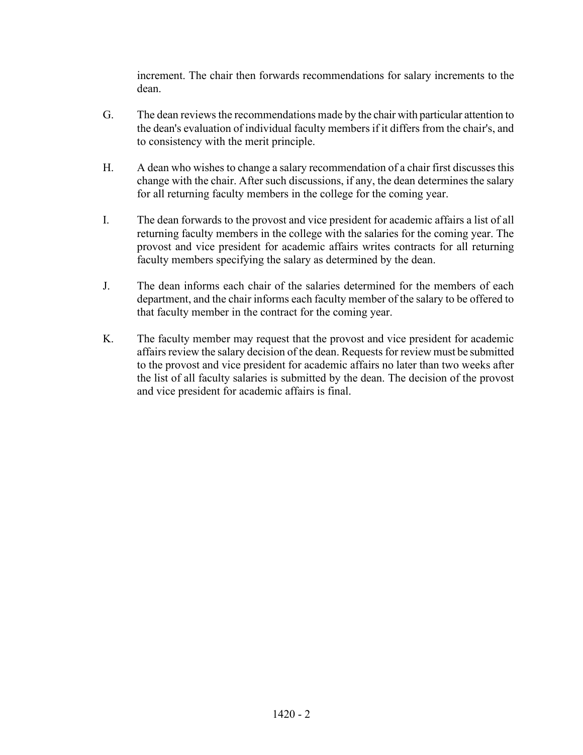increment. The chair then forwards recommendations for salary increments to the dean.

G. The dean reviews the recommendations made by the chair with particular attention to the dean's evaluation of individual faculty members if it differs from the chair's, and to consistency with the merit principle.

H. A dean who wishes to change a salary recommendation of a chair first discusses this change with the chair. After such discussions, if any, the dean determines the salary for all returning faculty members in the college for the coming year.

I. The dean forwards to the provost and vice president for academic affairs a list of all returning faculty members in the college with the salaries for the coming year. The provost and vice president for academic affairs writes contracts for all returning faculty members specifying the salary as determined by the dean.

J. The dean informs each chair of the salaries determined for the members of each department, and the chair informs each faculty member of the salary to be offered to that faculty member in the contract for the coming year.

K. The faculty member may request that the provost and vice president for academic affairs review the salary decision of the dean. Requests for review must be submitted to the provost and vice president for academic affairs no later than two weeks after the list of all faculty salaries is submitted by the dean. The decision of the provost and vice president for academic affairs is final.